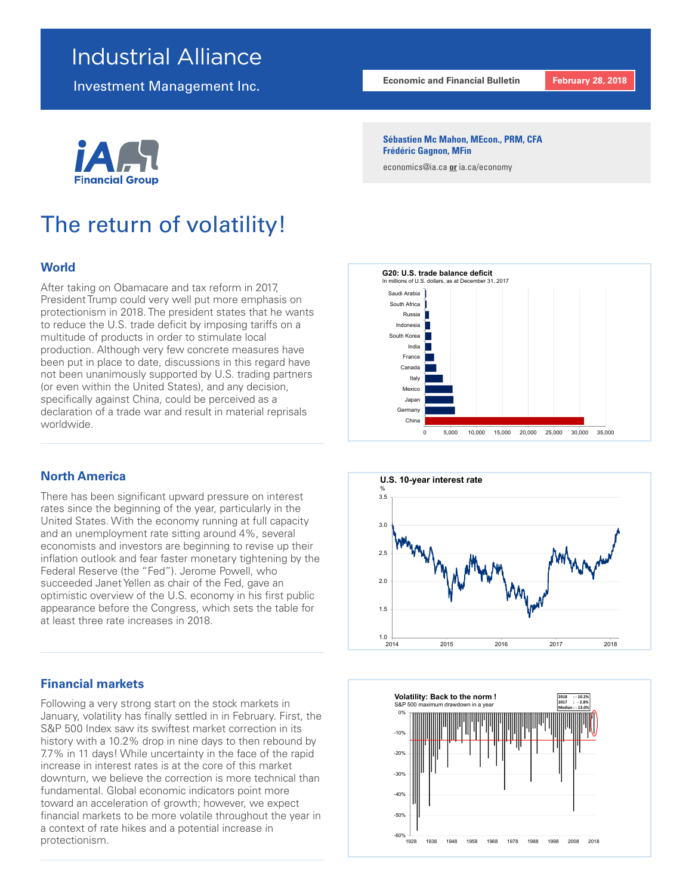# Industrial Alliance

Investment Management Inc.

**Economic and Financial Bulletin** | **February 28, 2018**

iA Financial Group

**Sébastien Mc Mahon, MEcon., PRM, CFA**
**Frédéric Gagnon, MFin**
economics@ia.ca **or** ia.ca/economy

# The return of volatility!

## World

After taking on Obamacare and tax reform in 2017, President Trump could very well put more emphasis on protectionism in 2018. The president states that he wants to reduce the U.S. trade deficit by imposing tariffs on a multitude of products in order to stimulate local production. Although very few concrete measures have been put in place to date, discussions in this regard have not been unanimously supported by U.S. trading partners (or even within the United States), and any decision, specifically against China, could be perceived as a declaration of a trade war and result in material reprisals worldwide.

**G20: U.S. trade balance deficit**
In millions of U.S. dollars, as at December 31, 2017

## North America

There has been significant upward pressure on interest rates since the beginning of the year, particularly in the United States. With the economy running at full capacity and an unemployment rate sitting around 4%, several economists and investors are beginning to revise up their inflation outlook and fear faster monetary tightening by the Federal Reserve (the "Fed"). Jerome Powell, who succeeded Janet Yellen as chair of the Fed, gave an optimistic overview of the U.S. economy in his first public appearance before the Congress, which sets the table for at least three rate increases in 2018.

**U.S. 10-year interest rate**

## Financial markets

Following a very strong start on the stock markets in January, volatility has finally settled in in February. First, the S&P 500 Index saw its swiftest market correction in its history with a 10.2% drop in nine days to then rebound by 7.7% in 11 days! While uncertainty in the face of the rapid increase in interest rates is at the core of this market downturn, we believe the correction is more technical than fundamental. Global economic indicators point more toward an acceleration of growth; however, we expect financial markets to be more volatile throughout the year in a context of rate hikes and a potential increase in protectionism.

**Volatility: Back to the norm !**
S&P 500 maximum drawdown in a year

| | |
|---|---|
| 2018 | - 10.2% |
| 2017 | - 2.8% |
| Median | - 13.0% |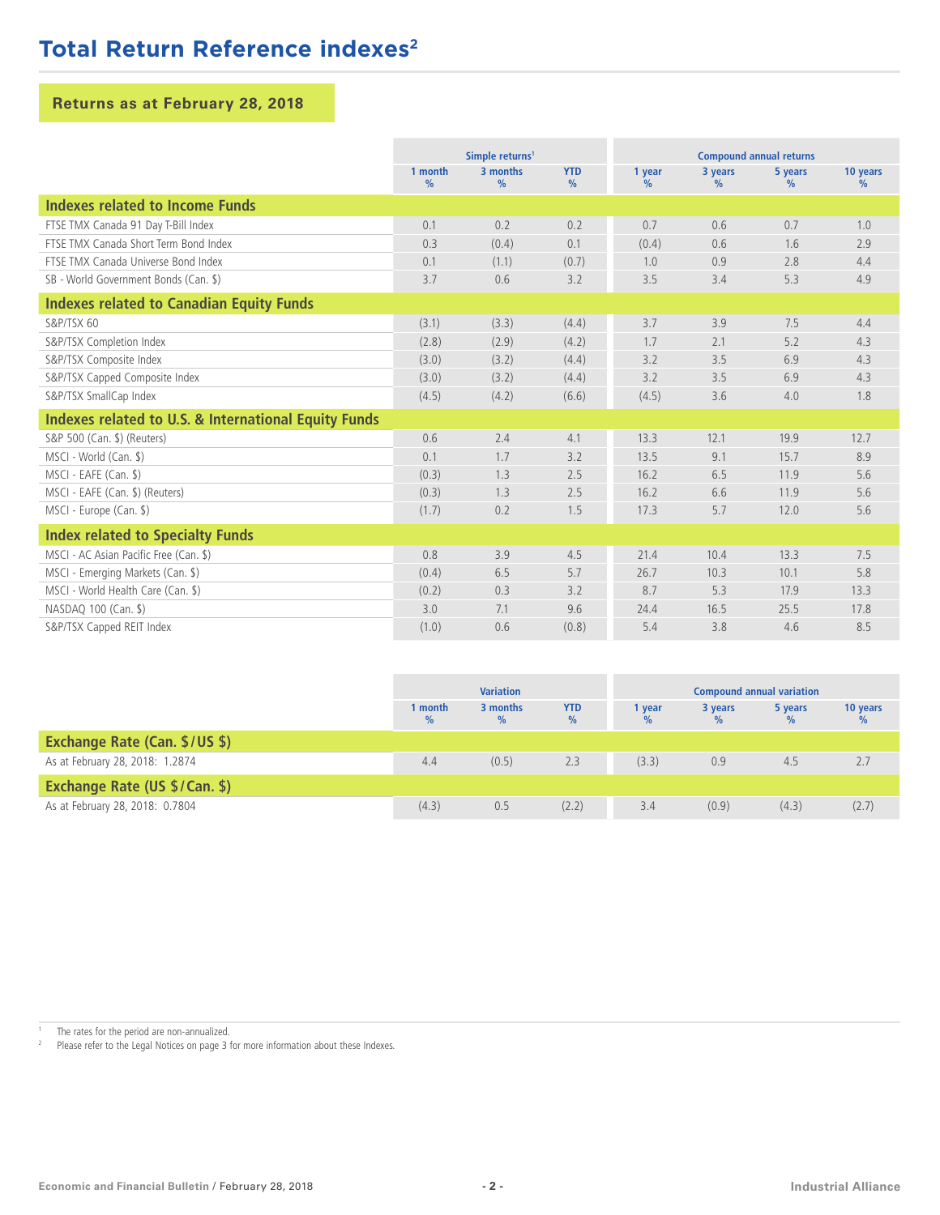# Total Return Reference indexes[2]

## Returns as at February 28, 2018

| | Simple returns[1] | | | Compound annual returns | | | |
|---|---|---|---|---|---|---|---|
| | 1 month % | 3 months % | YTD % | 1 year % | 3 years % | 5 years % | 10 years % |
| **Indexes related to Income Funds** | | | | | | | |
| FTSE TMX Canada 91 Day T-Bill Index | 0.1 | 0.2 | 0.2 | 0.7 | 0.6 | 0.7 | 1.0 |
| FTSE TMX Canada Short Term Bond Index | 0.3 | (0.4) | 0.1 | (0.4) | 0.6 | 1.6 | 2.9 |
| FTSE TMX Canada Universe Bond Index | 0.1 | (1.1) | (0.7) | 1.0 | 0.9 | 2.8 | 4.4 |
| SB - World Government Bonds (Can. $) | 3.7 | 0.6 | 3.2 | 3.5 | 3.4 | 5.3 | 4.9 |
| **Indexes related to Canadian Equity Funds** | | | | | | | |
| S&P/TSX 60 | (3.1) | (3.3) | (4.4) | 3.7 | 3.9 | 7.5 | 4.4 |
| S&P/TSX Completion Index | (2.8) | (2.9) | (4.2) | 1.7 | 2.1 | 5.2 | 4.3 |
| S&P/TSX Composite Index | (3.0) | (3.2) | (4.4) | 3.2 | 3.5 | 6.9 | 4.3 |
| S&P/TSX Capped Composite Index | (3.0) | (3.2) | (4.4) | 3.2 | 3.5 | 6.9 | 4.3 |
| S&P/TSX SmallCap Index | (4.5) | (4.2) | (6.6) | (4.5) | 3.6 | 4.0 | 1.8 |
| **Indexes related to U.S. & International Equity Funds** | | | | | | | |
| S&P 500 (Can. $) (Reuters) | 0.6 | 2.4 | 4.1 | 13.3 | 12.1 | 19.9 | 12.7 |
| MSCI - World (Can. $) | 0.1 | 1.7 | 3.2 | 13.5 | 9.1 | 15.7 | 8.9 |
| MSCI - EAFE (Can. $) | (0.3) | 1.3 | 2.5 | 16.2 | 6.5 | 11.9 | 5.6 |
| MSCI - EAFE (Can. $) (Reuters) | (0.3) | 1.3 | 2.5 | 16.2 | 6.6 | 11.9 | 5.6 |
| MSCI - Europe (Can. $) | (1.7) | 0.2 | 1.5 | 17.3 | 5.7 | 12.0 | 5.6 |
| **Index related to Specialty Funds** | | | | | | | |
| MSCI - AC Asian Pacific Free (Can. $) | 0.8 | 3.9 | 4.5 | 21.4 | 10.4 | 13.3 | 7.5 |
| MSCI - Emerging Markets (Can. $) | (0.4) | 6.5 | 5.7 | 26.7 | 10.3 | 10.1 | 5.8 |
| MSCI - World Health Care (Can. $) | (0.2) | 0.3 | 3.2 | 8.7 | 5.3 | 17.9 | 13.3 |
| NASDAQ 100 (Can. $) | 3.0 | 7.1 | 9.6 | 24.4 | 16.5 | 25.5 | 17.8 |
| S&P/TSX Capped REIT Index | (1.0) | 0.6 | (0.8) | 5.4 | 3.8 | 4.6 | 8.5 |

| | Variation | | | Compound annual variation | | | |
|---|---|---|---|---|---|---|---|
| | 1 month % | 3 months % | YTD % | 1 year % | 3 years % | 5 years % | 10 years % |
| **Exchange Rate (Can. $/US $)** | | | | | | | |
| As at February 28, 2018: 1.2874 | 4.4 | (0.5) | 2.3 | (3.3) | 0.9 | 4.5 | 2.7 |
| **Exchange Rate (US $/Can. $)** | | | | | | | |
| As at February 28, 2018: 0.7804 | (4.3) | 0.5 | (2.2) | 3.4 | (0.9) | (4.3) | (2.7) |

[1] The rates for the period are non-annualized.

[2] Please refer to the Legal Notices on page 3 for more information about these Indexes.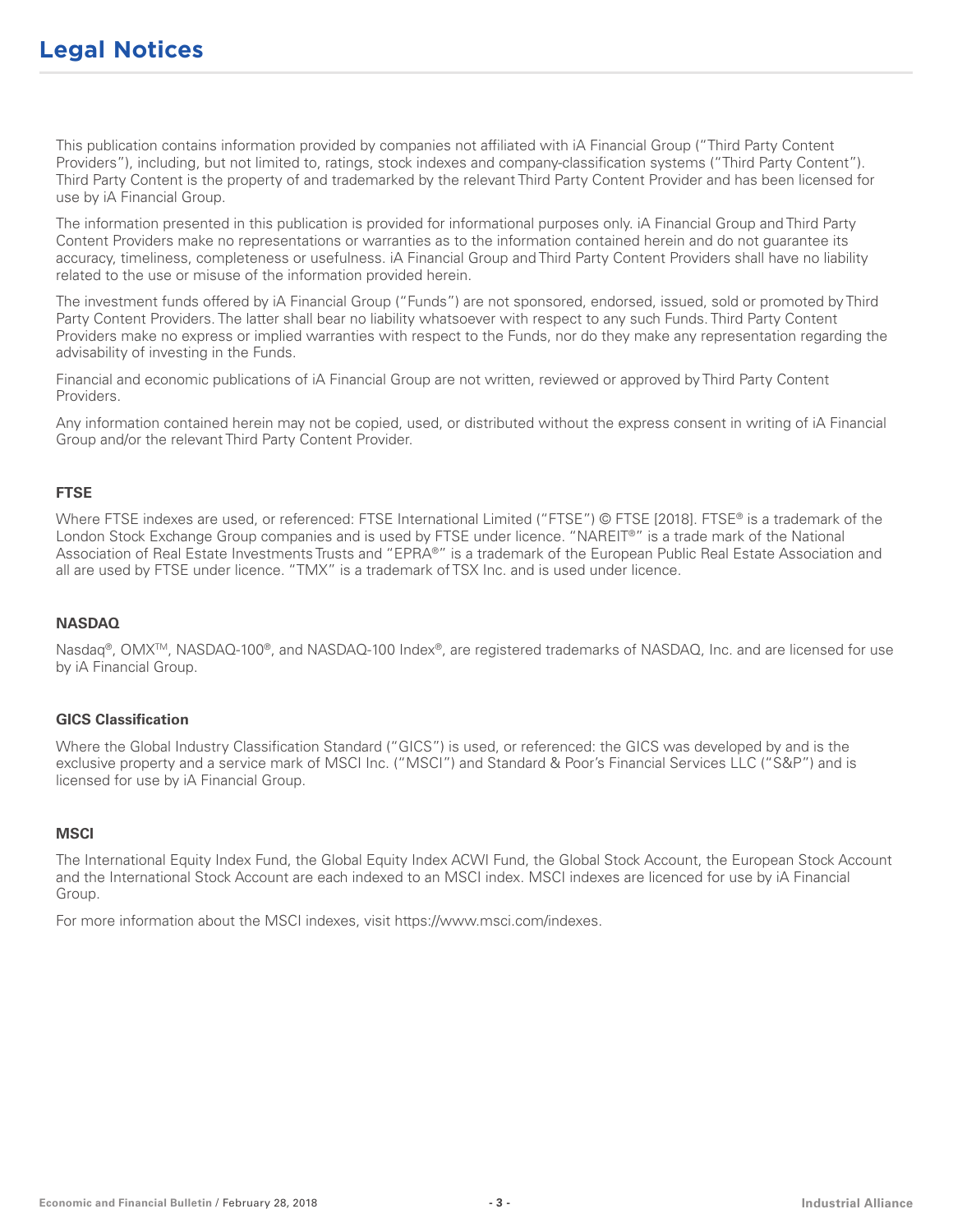# Legal Notices

This publication contains information provided by companies not affiliated with iA Financial Group ("Third Party Content Providers"), including, but not limited to, ratings, stock indexes and company-classification systems ("Third Party Content"). Third Party Content is the property of and trademarked by the relevant Third Party Content Provider and has been licensed for use by iA Financial Group.

The information presented in this publication is provided for informational purposes only. iA Financial Group and Third Party Content Providers make no representations or warranties as to the information contained herein and do not guarantee its accuracy, timeliness, completeness or usefulness. iA Financial Group and Third Party Content Providers shall have no liability related to the use or misuse of the information provided herein.

The investment funds offered by iA Financial Group ("Funds") are not sponsored, endorsed, issued, sold or promoted by Third Party Content Providers. The latter shall bear no liability whatsoever with respect to any such Funds. Third Party Content Providers make no express or implied warranties with respect to the Funds, nor do they make any representation regarding the advisability of investing in the Funds.

Financial and economic publications of iA Financial Group are not written, reviewed or approved by Third Party Content Providers.

Any information contained herein may not be copied, used, or distributed without the express consent in writing of iA Financial Group and/or the relevant Third Party Content Provider.

### FTSE

Where FTSE indexes are used, or referenced: FTSE International Limited ("FTSE") © FTSE [2018]. FTSE® is a trademark of the London Stock Exchange Group companies and is used by FTSE under licence. "NAREIT®" is a trade mark of the National Association of Real Estate Investments Trusts and "EPRA®" is a trademark of the European Public Real Estate Association and all are used by FTSE under licence. "TMX" is a trademark of TSX Inc. and is used under licence.

### NASDAQ

Nasdaq®, OMX™, NASDAQ-100®, and NASDAQ-100 Index®, are registered trademarks of NASDAQ, Inc. and are licensed for use by iA Financial Group.

### GICS Classification

Where the Global Industry Classification Standard ("GICS") is used, or referenced: the GICS was developed by and is the exclusive property and a service mark of MSCI Inc. ("MSCI") and Standard & Poor's Financial Services LLC ("S&P") and is licensed for use by iA Financial Group.

### MSCI

The International Equity Index Fund, the Global Equity Index ACWI Fund, the Global Stock Account, the European Stock Account and the International Stock Account are each indexed to an MSCI index. MSCI indexes are licenced for use by iA Financial Group.

For more information about the MSCI indexes, visit https://www.msci.com/indexes.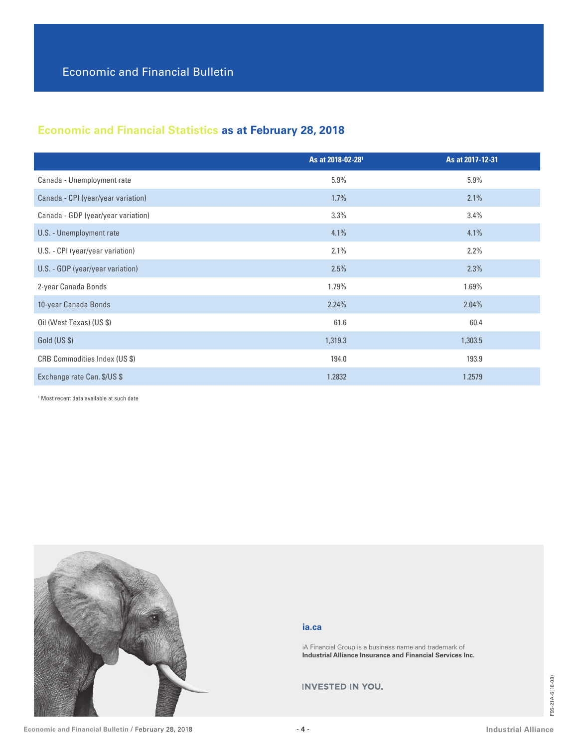## Economic and Financial Statistics as at February 28, 2018

| | As at 2018-02-28[1] | As at 2017-12-31 |
|---|---|---|
| Canada - Unemployment rate | 5.9% | 5.9% |
| Canada - CPI (year/year variation) | 1.7% | 2.1% |
| Canada - GDP (year/year variation) | 3.3% | 3.4% |
| U.S. - Unemployment rate | 4.1% | 4.1% |
| U.S. - CPI (year/year variation) | 2.1% | 2.2% |
| U.S. - GDP (year/year variation) | 2.5% | 2.3% |
| 2-year Canada Bonds | 1.79% | 1.69% |
| 10-year Canada Bonds | 2.24% | 2.04% |
| Oil (West Texas) (US $) | 61.6 | 60.4 |
| Gold (US $) | 1,319.3 | 1,303.5 |
| CRB Commodities Index (US $) | 194.0 | 193.9 |
| Exchange rate Can. $/US $ | 1.2832 | 1.2579 |

[1] Most recent data available at such date

**ia.ca**

iA Financial Group is a business name and trademark of
**Industrial Alliance Insurance and Financial Services Inc.**

INVESTED IN YOU.

F95-21A-6(18-03)